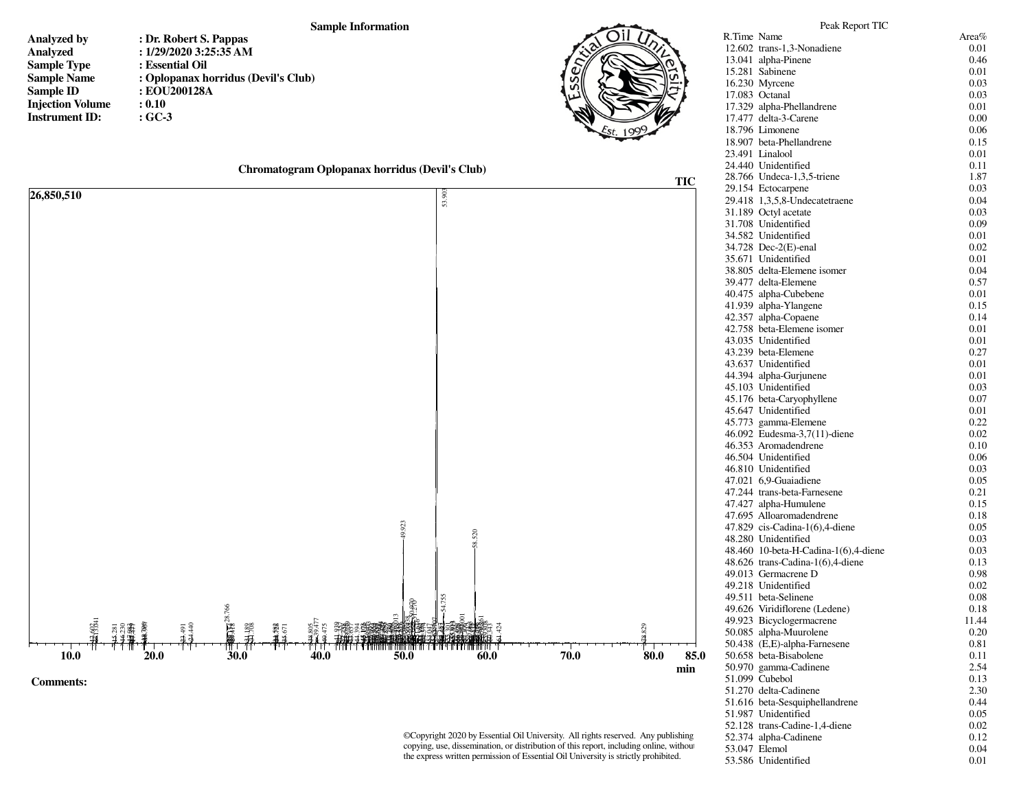**Sample Information**

| | |
|---|---|
| **Analyzed by** | **: Dr. Robert S. Pappas** |
| **Analyzed** | **: 1/29/2020 3:25:35 AM** |
| **Sample Type** | **: Essential Oil** |
| **Sample Name** | **: Oplopanax horridus (Devil's Club)** |
| **Sample ID** | **: EOU200128A** |
| **Injection Volume** | **: 0.10** |
| **Instrument ID:** | **: GC-3** |

**Chromatogram Oplopanax horridus (Devil's Club)**

**Comments:**

©Copyright 2020 by Essential Oil University. All rights reserved. Any publishing copying, use, dissemination, or distribution of this report, including online, without the express written permission of Essential Oil University is strictly prohibited.

Peak Report TIC

| R.Time | Name | Area% |
|---|---|---|
| 12.602 | trans-1,3-Nonadiene | 0.01 |
| 13.041 | alpha-Pinene | 0.46 |
| 15.281 | Sabinene | 0.01 |
| 16.230 | Myrcene | 0.03 |
| 17.083 | Octanal | 0.03 |
| 17.329 | alpha-Phellandrene | 0.01 |
| 17.477 | delta-3-Carene | 0.00 |
| 18.796 | Limonene | 0.06 |
| 18.907 | beta-Phellandrene | 0.15 |
| 23.491 | Linalool | 0.01 |
| 24.440 | Unidentified | 0.11 |
| 28.766 | Undeca-1,3,5-triene | 1.87 |
| 29.154 | Ectocarpene | 0.03 |
| 29.418 | 1,3,5,8-Undecatetraene | 0.04 |
| 31.189 | Octyl acetate | 0.03 |
| 31.708 | Unidentified | 0.09 |
| 34.582 | Unidentified | 0.01 |
| 34.728 | Dec-2(E)-enal | 0.02 |
| 35.671 | Unidentified | 0.01 |
| 38.805 | delta-Elemene isomer | 0.04 |
| 39.477 | delta-Elemene | 0.57 |
| 40.475 | alpha-Cubebene | 0.01 |
| 41.939 | alpha-Ylangene | 0.15 |
| 42.357 | alpha-Copaene | 0.14 |
| 42.758 | beta-Elemene isomer | 0.01 |
| 43.035 | Unidentified | 0.01 |
| 43.239 | beta-Elemene | 0.27 |
| 43.637 | Unidentified | 0.01 |
| 44.394 | alpha-Gurjunene | 0.01 |
| 45.103 | Unidentified | 0.03 |
| 45.176 | beta-Caryophyllene | 0.07 |
| 45.647 | Unidentified | 0.01 |
| 45.773 | gamma-Elemene | 0.22 |
| 46.092 | Eudesma-3,7(11)-diene | 0.02 |
| 46.353 | Aromadendrene | 0.10 |
| 46.504 | Unidentified | 0.06 |
| 46.810 | Unidentified | 0.03 |
| 47.021 | 6,9-Guaiadiene | 0.05 |
| 47.244 | trans-beta-Farnesene | 0.21 |
| 47.427 | alpha-Humulene | 0.15 |
| 47.695 | Alloaromadendrene | 0.18 |
| 47.829 | cis-Cadina-1(6),4-diene | 0.05 |
| 48.280 | Unidentified | 0.03 |
| 48.460 | 10-beta-H-Cadina-1(6),4-diene | 0.03 |
| 48.626 | trans-Cadina-1(6),4-diene | 0.13 |
| 49.013 | Germacrene D | 0.98 |
| 49.218 | Unidentified | 0.02 |
| 49.511 | beta-Selinene | 0.08 |
| 49.626 | Viridiflorene (Ledene) | 0.18 |
| 49.923 | Bicyclogermacrene | 11.44 |
| 50.085 | alpha-Muurolene | 0.20 |
| 50.438 | (E,E)-alpha-Farnesene | 0.81 |
| 50.658 | beta-Bisabolene | 0.11 |
| 50.970 | gamma-Cadinene | 2.54 |
| 51.099 | Cubebol | 0.13 |
| 51.270 | delta-Cadinene | 2.30 |
| 51.616 | beta-Sesquiphellandrene | 0.44 |
| 51.987 | Unidentified | 0.05 |
| 52.128 | trans-Cadine-1,4-diene | 0.02 |
| 52.374 | alpha-Cadinene | 0.12 |
| 53.047 | Elemol | 0.04 |
| 53.586 | Unidentified | 0.01 |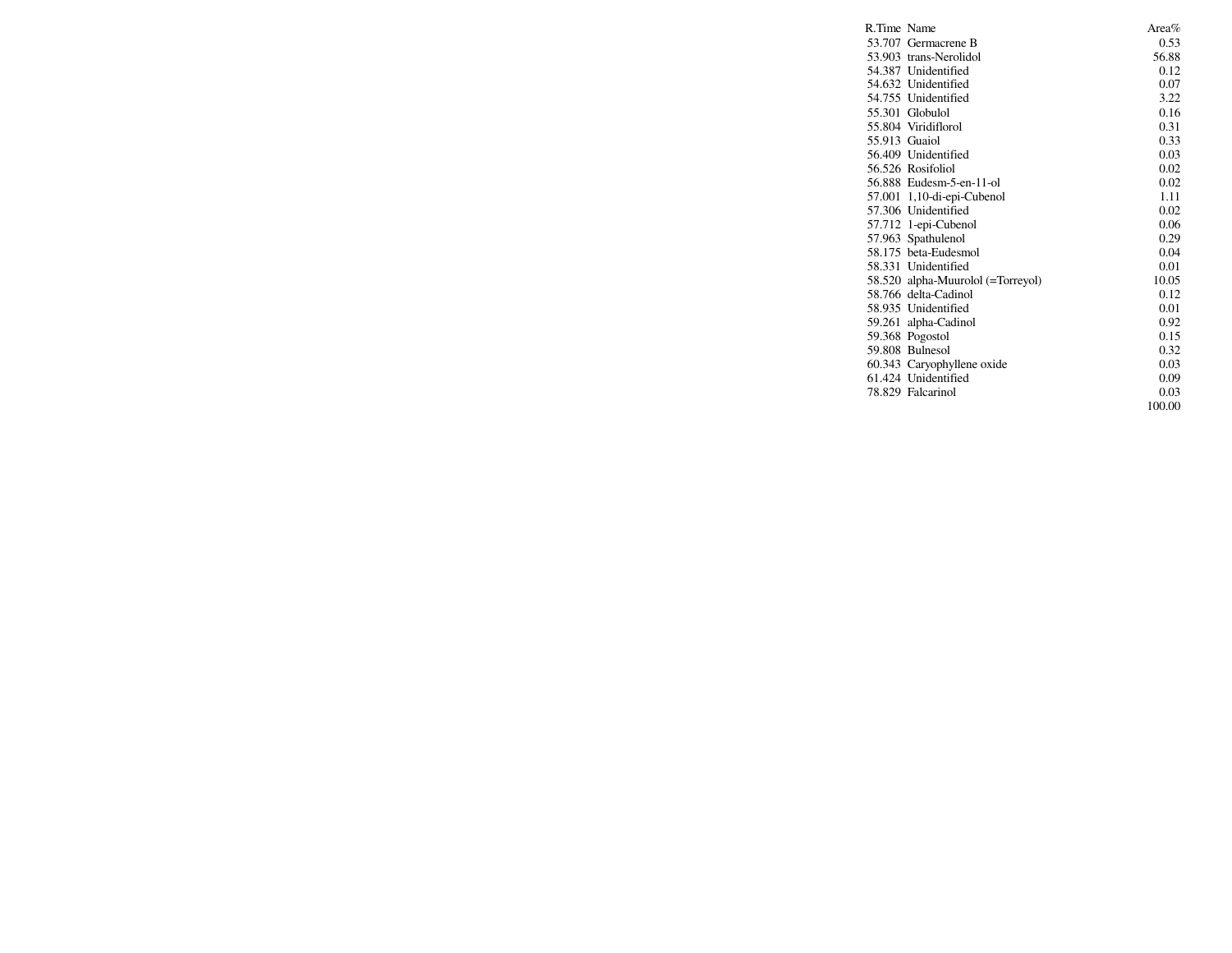| R.Time | Name | Area% |
|---|---|---|
| 53.707 | Germacrene B | 0.53 |
| 53.903 | trans-Nerolidol | 56.88 |
| 54.387 | Unidentified | 0.12 |
| 54.632 | Unidentified | 0.07 |
| 54.755 | Unidentified | 3.22 |
| 55.301 | Globulol | 0.16 |
| 55.804 | Viridiflorol | 0.31 |
| 55.913 | Guaiol | 0.33 |
| 56.409 | Unidentified | 0.03 |
| 56.526 | Rosifoliol | 0.02 |
| 56.888 | Eudesm-5-en-11-ol | 0.02 |
| 57.001 | 1,10-di-epi-Cubenol | 1.11 |
| 57.306 | Unidentified | 0.02 |
| 57.712 | 1-epi-Cubenol | 0.06 |
| 57.963 | Spathulenol | 0.29 |
| 58.175 | beta-Eudesmol | 0.04 |
| 58.331 | Unidentified | 0.01 |
| 58.520 | alpha-Muurolol (=Torreyol) | 10.05 |
| 58.766 | delta-Cadinol | 0.12 |
| 58.935 | Unidentified | 0.01 |
| 59.261 | alpha-Cadinol | 0.92 |
| 59.368 | Pogostol | 0.15 |
| 59.808 | Bulnesol | 0.32 |
| 60.343 | Caryophyllene oxide | 0.03 |
| 61.424 | Unidentified | 0.09 |
| 78.829 | Falcarinol | 0.03 |
| | | 100.00 |